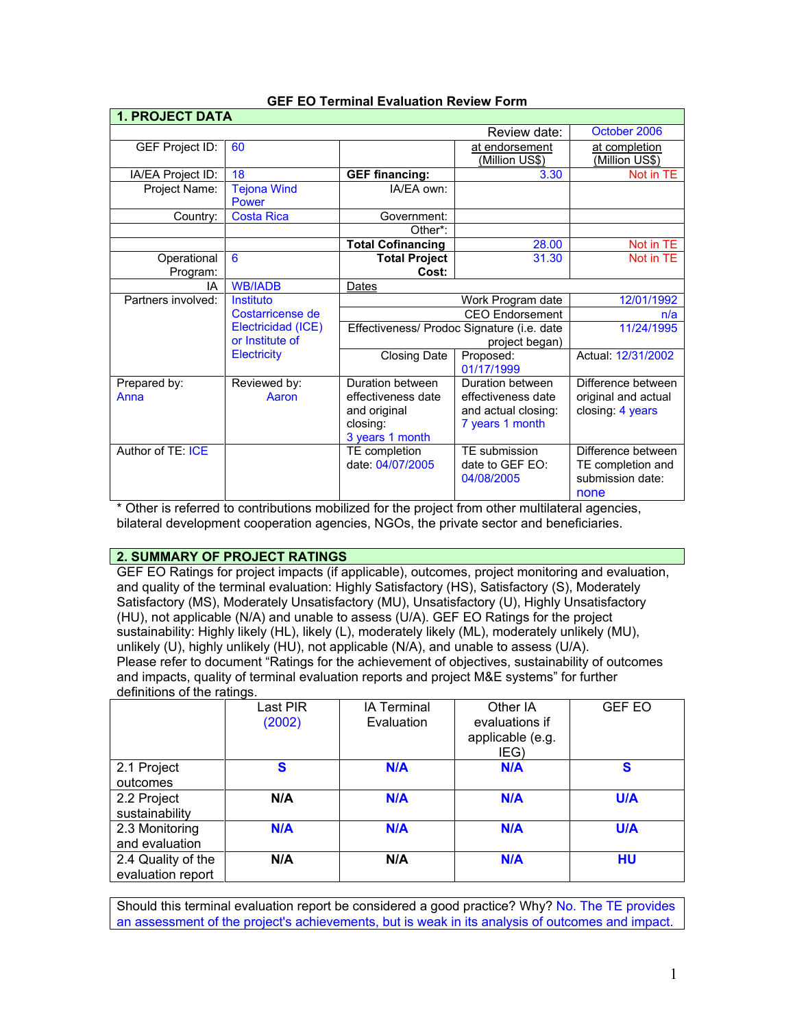# GEF EO Terminal Evaluation Review Form

## 1. PROJECT DATA

| | | | Review date: | October 2006 |
|---|---|---|---|---|
| GEF Project ID: | 60 | | at endorsement (Million US$) | at completion (Million US$) |
| IA/EA Project ID: | 18 | **GEF financing:** | 3.30 | Not in TE |
| Project Name: | Tejona Wind Power | IA/EA own: | | |
| Country: | Costa Rica | Government: | | |
| | | Other*: | | |
| | | **Total Cofinancing** | 28.00 | Not in TE |
| Operational Program: | 6 | **Total Project Cost:** | 31.30 | Not in TE |
| IA | WB/IADB | Dates | | |
| Partners involved: | Instituto Costarricense de Electricidad (ICE) or Institute of Electricity | Work Program date | | 12/01/1992 |
| | | CEO Endorsement | | n/a |
| | | Effectiveness/ Prodoc Signature (i.e. date project began) | | 11/24/1995 |
| | | Closing Date | Proposed: 01/17/1999 | Actual: 12/31/2002 |
| Prepared by: Anna | Reviewed by: Aaron | Duration between effectiveness date and original closing: 3 years 1 month | Duration between effectiveness date and actual closing: 7 years 1 month | Difference between original and actual closing: 4 years |
| Author of TE: ICE | | TE completion date: 04/07/2005 | TE submission date to GEF EO: 04/08/2005 | Difference between TE completion and submission date: none |

* Other is referred to contributions mobilized for the project from other multilateral agencies, bilateral development cooperation agencies, NGOs, the private sector and beneficiaries.

## 2. SUMMARY OF PROJECT RATINGS

GEF EO Ratings for project impacts (if applicable), outcomes, project monitoring and evaluation, and quality of the terminal evaluation: Highly Satisfactory (HS), Satisfactory (S), Moderately Satisfactory (MS), Moderately Unsatisfactory (MU), Unsatisfactory (U), Highly Unsatisfactory (HU), not applicable (N/A) and unable to assess (U/A). GEF EO Ratings for the project sustainability: Highly likely (HL), likely (L), moderately likely (ML), moderately unlikely (MU), unlikely (U), highly unlikely (HU), not applicable (N/A), and unable to assess (U/A).
Please refer to document "Ratings for the achievement of objectives, sustainability of outcomes and impacts, quality of terminal evaluation reports and project M&E systems" for further definitions of the ratings.

| | Last PIR (2002) | IA Terminal Evaluation | Other IA evaluations if applicable (e.g. IEG) | GEF EO |
|---|---|---|---|---|
| 2.1 Project outcomes | **S** | **N/A** | **N/A** | **S** |
| 2.2 Project sustainability | **N/A** | **N/A** | **N/A** | **U/A** |
| 2.3 Monitoring and evaluation | **N/A** | **N/A** | **N/A** | **U/A** |
| 2.4 Quality of the evaluation report | **N/A** | **N/A** | **N/A** | **HU** |

Should this terminal evaluation report be considered a good practice? Why? No. The TE provides an assessment of the project's achievements, but is weak in its analysis of outcomes and impact.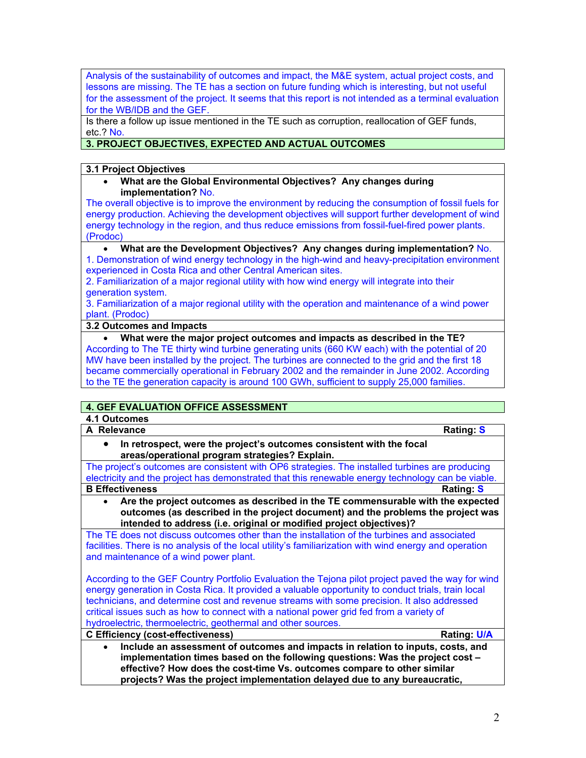Analysis of the sustainability of outcomes and impact, the M&E system, actual project costs, and lessons are missing. The TE has a section on future funding which is interesting, but not useful for the assessment of the project. It seems that this report is not intended as a terminal evaluation for the WB/IDB and the GEF.

Is there a follow up issue mentioned in the TE such as corruption, reallocation of GEF funds, etc.? No.

## 3. PROJECT OBJECTIVES, EXPECTED AND ACTUAL OUTCOMES

### 3.1 Project Objectives

- **What are the Global Environmental Objectives? Any changes during implementation?** No.

The overall objective is to improve the environment by reducing the consumption of fossil fuels for energy production. Achieving the development objectives will support further development of wind energy technology in the region, and thus reduce emissions from fossil-fuel-fired power plants. (Prodoc)

- **What are the Development Objectives? Any changes during implementation?** No.

1. Demonstration of wind energy technology in the high-wind and heavy-precipitation environment experienced in Costa Rica and other Central American sites.
2. Familiarization of a major regional utility with how wind energy will integrate into their generation system.
3. Familiarization of a major regional utility with the operation and maintenance of a wind power plant. (Prodoc)

### 3.2 Outcomes and Impacts

- **What were the major project outcomes and impacts as described in the TE?**

According to The TE thirty wind turbine generating units (660 KW each) with the potential of 20 MW have been installed by the project. The turbines are connected to the grid and the first 18 became commercially operational in February 2002 and the remainder in June 2002. According to the TE the generation capacity is around 100 GWh, sufficient to supply 25,000 families.

## 4. GEF EVALUATION OFFICE ASSESSMENT

### 4.1 Outcomes

**A Relevance** — **Rating: S**

- **In retrospect, were the project's outcomes consistent with the focal areas/operational program strategies? Explain.**

The project's outcomes are consistent with OP6 strategies. The installed turbines are producing electricity and the project has demonstrated that this renewable energy technology can be viable.

**B Effectiveness** — **Rating: S**

- **Are the project outcomes as described in the TE commensurable with the expected outcomes (as described in the project document) and the problems the project was intended to address (i.e. original or modified project objectives)?**

The TE does not discuss outcomes other than the installation of the turbines and associated facilities. There is no analysis of the local utility's familiarization with wind energy and operation and maintenance of a wind power plant.

According to the GEF Country Portfolio Evaluation the Tejona pilot project paved the way for wind energy generation in Costa Rica. It provided a valuable opportunity to conduct trials, train local technicians, and determine cost and revenue streams with some precision. It also addressed critical issues such as how to connect with a national power grid fed from a variety of hydroelectric, thermoelectric, geothermal and other sources.

**C Efficiency (cost-effectiveness)** — **Rating: U/A**

- **Include an assessment of outcomes and impacts in relation to inputs, costs, and implementation times based on the following questions: Was the project cost – effective? How does the cost-time Vs. outcomes compare to other similar projects? Was the project implementation delayed due to any bureaucratic,**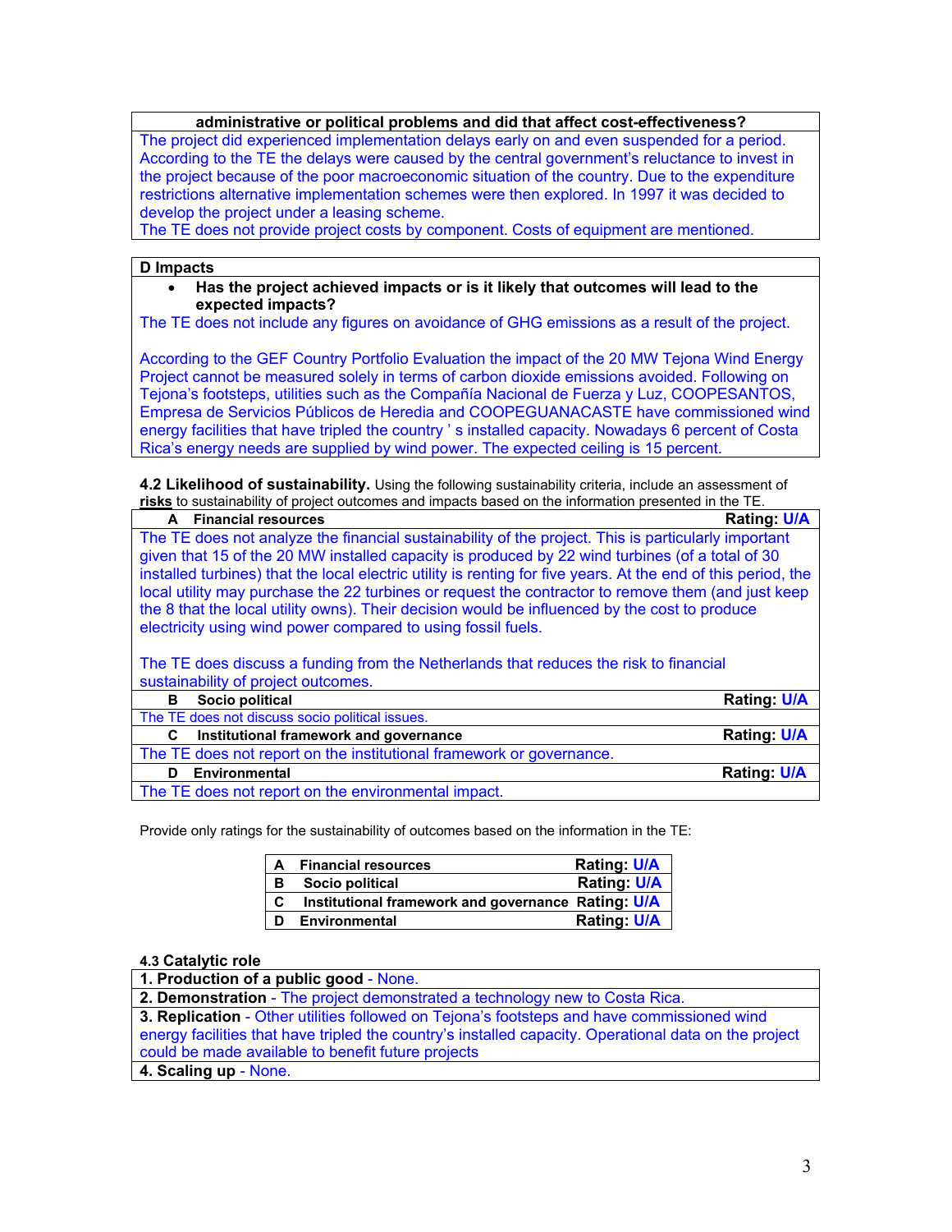**administrative or political problems and did that affect cost-effectiveness?**

The project did experienced implementation delays early on and even suspended for a period. According to the TE the delays were caused by the central government's reluctance to invest in the project because of the poor macroeconomic situation of the country. Due to the expenditure restrictions alternative implementation schemes were then explored. In 1997 it was decided to develop the project under a leasing scheme.
The TE does not provide project costs by component. Costs of equipment are mentioned.

**D Impacts**

- **Has the project achieved impacts or is it likely that outcomes will lead to the expected impacts?**

The TE does not include any figures on avoidance of GHG emissions as a result of the project.

According to the GEF Country Portfolio Evaluation the impact of the 20 MW Tejona Wind Energy Project cannot be measured solely in terms of carbon dioxide emissions avoided. Following on Tejona's footsteps, utilities such as the Compañía Nacional de Fuerza y Luz, COOPESANTOS, Empresa de Servicios Públicos de Heredia and COOPEGUANACASTE have commissioned wind energy facilities that have tripled the country ' s installed capacity. Nowadays 6 percent of Costa Rica's energy needs are supplied by wind power. The expected ceiling is 15 percent.

**4.2 Likelihood of sustainability.** Using the following sustainability criteria, include an assessment of **risks** to sustainability of project outcomes and impacts based on the information presented in the TE.

| **A Financial resources** | **Rating: U/A** |
|---|---|
| The TE does not analyze the financial sustainability of the project. This is particularly important given that 15 of the 20 MW installed capacity is produced by 22 wind turbines (of a total of 30 installed turbines) that the local electric utility is renting for five years. At the end of this period, the local utility may purchase the 22 turbines or request the contractor to remove them (and just keep the 8 that the local utility owns). Their decision would be influenced by the cost to produce electricity using wind power compared to using fossil fuels.<br><br>The TE does discuss a funding from the Netherlands that reduces the risk to financial sustainability of project outcomes. | |
| **B Socio political** | **Rating: U/A** |
| The TE does not discuss socio political issues. | |
| **C Institutional framework and governance** | **Rating: U/A** |
| The TE does not report on the institutional framework or governance. | |
| **D Environmental** | **Rating: U/A** |
| The TE does not report on the environmental impact. | |

Provide only ratings for the sustainability of outcomes based on the information in the TE:

| | | |
|---|---|---|
| **A** | **Financial resources** | **Rating: U/A** |
| **B** | **Socio political** | **Rating: U/A** |
| **C** | **Institutional framework and governance** | **Rating: U/A** |
| **D** | **Environmental** | **Rating: U/A** |

**4.3 Catalytic role**

| |
|---|
| **1. Production of a public good** - None. |
| **2. Demonstration** - The project demonstrated a technology new to Costa Rica. |
| **3. Replication** - Other utilities followed on Tejona's footsteps and have commissioned wind energy facilities that have tripled the country's installed capacity. Operational data on the project could be made available to benefit future projects |
| **4. Scaling up** - None. |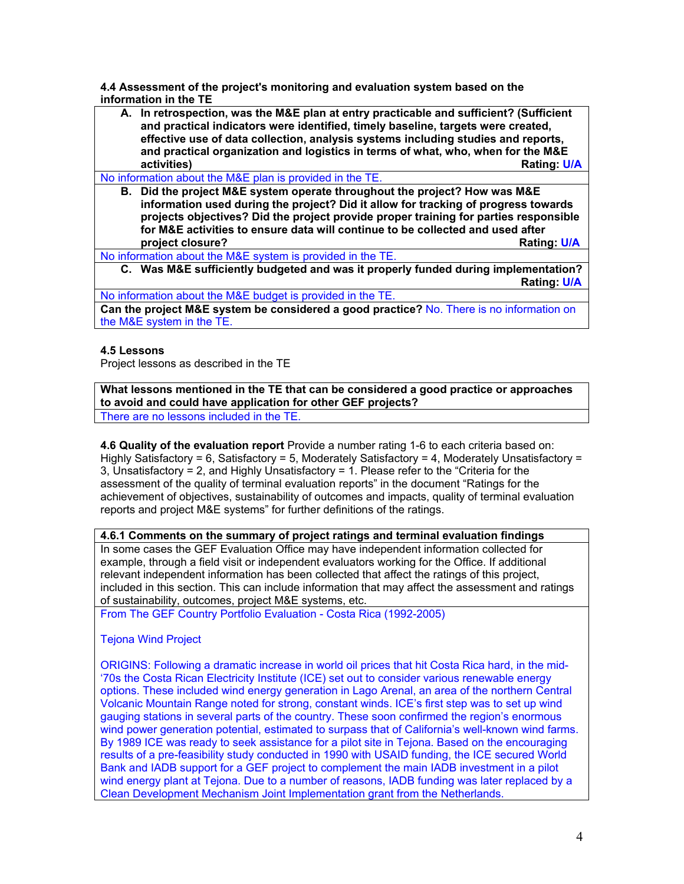**4.4 Assessment of the project's monitoring and evaluation system based on the information in the TE**

| **A. In retrospection, was the M&E plan at entry practicable and sufficient? (Sufficient and practical indicators were identified, timely baseline, targets were created, effective use of data collection, analysis systems including studies and reports, and practical organization and logistics in terms of what, who, when for the M&E activities) Rating: U/A** |
|---|
| No information about the M&E plan is provided in the TE. |
| **B. Did the project M&E system operate throughout the project? How was M&E information used during the project? Did it allow for tracking of progress towards projects objectives? Did the project provide proper training for parties responsible for M&E activities to ensure data will continue to be collected and used after project closure? Rating: U/A** |
| No information about the M&E system is provided in the TE. |
| **C. Was M&E sufficiently budgeted and was it properly funded during implementation? Rating: U/A** |
| No information about the M&E budget is provided in the TE. |
| **Can the project M&E system be considered a good practice?** No. There is no information on the M&E system in the TE. |

**4.5 Lessons**

Project lessons as described in the TE

| **What lessons mentioned in the TE that can be considered a good practice or approaches to avoid and could have application for other GEF projects?** |
|---|
| There are no lessons included in the TE. |

**4.6 Quality of the evaluation report** Provide a number rating 1-6 to each criteria based on: Highly Satisfactory = 6, Satisfactory = 5, Moderately Satisfactory = 4, Moderately Unsatisfactory = 3, Unsatisfactory = 2, and Highly Unsatisfactory = 1. Please refer to the "Criteria for the assessment of the quality of terminal evaluation reports" in the document "Ratings for the achievement of objectives, sustainability of outcomes and impacts, quality of terminal evaluation reports and project M&E systems" for further definitions of the ratings.

| **4.6.1 Comments on the summary of project ratings and terminal evaluation findings** |
|---|
| In some cases the GEF Evaluation Office may have independent information collected for example, through a field visit or independent evaluators working for the Office. If additional relevant independent information has been collected that affect the ratings of this project, included in this section. This can include information that may affect the assessment and ratings of sustainability, outcomes, project M&E systems, etc. |
| From The GEF Country Portfolio Evaluation - Costa Rica (1992-2005)<br><br>Tejona Wind Project<br><br>ORIGINS: Following a dramatic increase in world oil prices that hit Costa Rica hard, in the mid-'70s the Costa Rican Electricity Institute (ICE) set out to consider various renewable energy options. These included wind energy generation in Lago Arenal, an area of the northern Central Volcanic Mountain Range noted for strong, constant winds. ICE's first step was to set up wind gauging stations in several parts of the country. These soon confirmed the region's enormous wind power generation potential, estimated to surpass that of California's well-known wind farms. By 1989 ICE was ready to seek assistance for a pilot site in Tejona. Based on the encouraging results of a pre-feasibility study conducted in 1990 with USAID funding, the ICE secured World Bank and IADB support for a GEF project to complement the main IADB investment in a pilot wind energy plant at Tejona. Due to a number of reasons, IADB funding was later replaced by a Clean Development Mechanism Joint Implementation grant from the Netherlands. |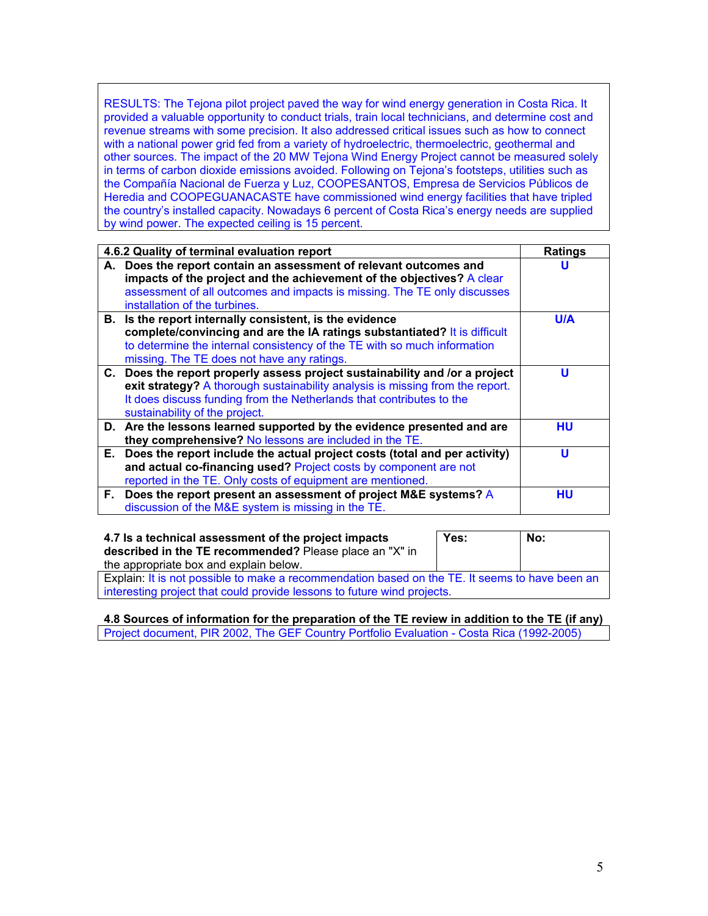RESULTS: The Tejona pilot project paved the way for wind energy generation in Costa Rica. It provided a valuable opportunity to conduct trials, train local technicians, and determine cost and revenue streams with some precision. It also addressed critical issues such as how to connect with a national power grid fed from a variety of hydroelectric, thermoelectric, geothermal and other sources. The impact of the 20 MW Tejona Wind Energy Project cannot be measured solely in terms of carbon dioxide emissions avoided. Following on Tejona's footsteps, utilities such as the Compañía Nacional de Fuerza y Luz, COOPESANTOS, Empresa de Servicios Públicos de Heredia and COOPEGUANACASTE have commissioned wind energy facilities that have tripled the country's installed capacity. Nowadays 6 percent of Costa Rica's energy needs are supplied by wind power. The expected ceiling is 15 percent.

| **4.6.2 Quality of terminal evaluation report** | **Ratings** |
|---|---|
| **A. Does the report contain an assessment of relevant outcomes and impacts of the project and the achievement of the objectives?** A clear assessment of all outcomes and impacts is missing. The TE only discusses installation of the turbines. | U |
| **B. Is the report internally consistent, is the evidence complete/convincing and are the IA ratings substantiated?** It is difficult to determine the internal consistency of the TE with so much information missing. The TE does not have any ratings. | U/A |
| **C. Does the report properly assess project sustainability and /or a project exit strategy?** A thorough sustainability analysis is missing from the report. It does discuss funding from the Netherlands that contributes to the sustainability of the project. | U |
| **D. Are the lessons learned supported by the evidence presented and are they comprehensive?** No lessons are included in the TE. | HU |
| **E. Does the report include the actual project costs (total and per activity) and actual co-financing used?** Project costs by component are not reported in the TE. Only costs of equipment are mentioned. | U |
| **F. Does the report present an assessment of project M&E systems?** A discussion of the M&E system is missing in the TE. | HU |

| **4.7 Is a technical assessment of the project impacts described in the TE recommended?** Please place an "X" in the appropriate box and explain below. | **Yes:** | **No:** |
|---|---|---|
| Explain: It is not possible to make a recommendation based on the TE. It seems to have been an interesting project that could provide lessons to future wind projects. | | |

**4.8 Sources of information for the preparation of the TE review in addition to the TE (if any)**

Project document, PIR 2002, The GEF Country Portfolio Evaluation - Costa Rica (1992-2005)